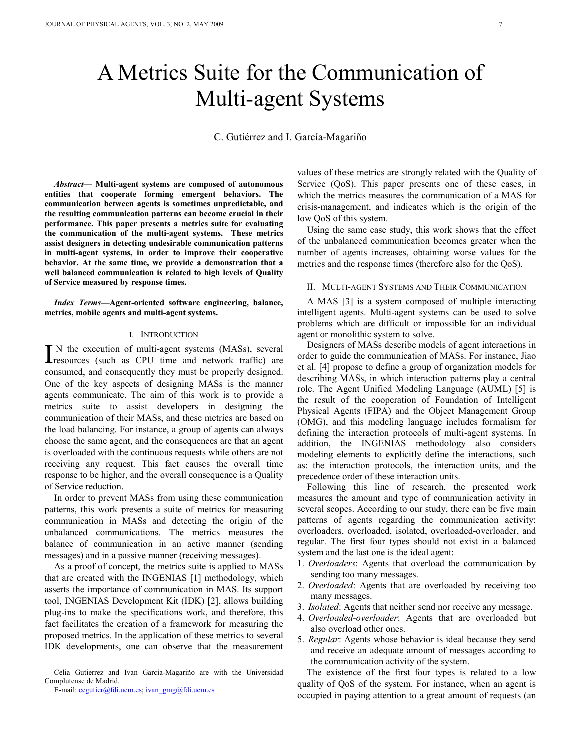# A Metrics Suite for the Communication of Multi-agent Systems

C. Gutiérrez and I. García-Magariño

***Abstract*— Multi-agent systems are composed of autonomous entities that cooperate forming emergent behaviors. The communication between agents is sometimes unpredictable, and the resulting communication patterns can become crucial in their performance. This paper presents a metrics suite for evaluating the communication of the multi-agent systems. These metrics assist designers in detecting undesirable communication patterns in multi-agent systems, in order to improve their cooperative behavior. At the same time, we provide a demonstration that a well balanced communication is related to high levels of Quality of Service measured by response times.**

***Index Terms*—Agent-oriented software engineering, balance, metrics, mobile agents and multi-agent systems.**

## I. Introduction

In the execution of multi-agent systems (MASs), several resources (such as CPU time and network traffic) are consumed, and consequently they must be properly designed. One of the key aspects of designing MASs is the manner agents communicate. The aim of this work is to provide a metrics suite to assist developers in designing the communication of their MASs, and these metrics are based on the load balancing. For instance, a group of agents can always choose the same agent, and the consequences are that an agent is overloaded with the continuous requests while others are not receiving any request. This fact causes the overall time response to be higher, and the overall consequence is a Quality of Service reduction.

In order to prevent MASs from using these communication patterns, this work presents a suite of metrics for measuring communication in MASs and detecting the origin of the unbalanced communications. The metrics measures the balance of communication in an active manner (sending messages) and in a passive manner (receiving messages).

As a proof of concept, the metrics suite is applied to MASs that are created with the INGENIAS [1] methodology, which asserts the importance of communication in MAS. Its support tool, INGENIAS Development Kit (IDK) [2], allows building plug-ins to make the specifications work, and therefore, this fact facilitates the creation of a framework for measuring the proposed metrics. In the application of these metrics to several IDK developments, one can observe that the measurement values of these metrics are strongly related with the Quality of Service (QoS). This paper presents one of these cases, in which the metrics measures the communication of a MAS for crisis-management, and indicates which is the origin of the low QoS of this system.

Using the same case study, this work shows that the effect of the unbalanced communication becomes greater when the number of agents increases, obtaining worse values for the metrics and the response times (therefore also for the QoS).

## II. Multi-agent Systems and Their Communication

A MAS [3] is a system composed of multiple interacting intelligent agents. Multi-agent systems can be used to solve problems which are difficult or impossible for an individual agent or monolithic system to solve.

Designers of MASs describe models of agent interactions in order to guide the communication of MASs. For instance, Jiao et al. [4] propose to define a group of organization models for describing MASs, in which interaction patterns play a central role. The Agent Unified Modeling Language (AUML) [5] is the result of the cooperation of Foundation of Intelligent Physical Agents (FIPA) and the Object Management Group (OMG), and this modeling language includes formalism for defining the interaction protocols of multi-agent systems. In addition, the INGENIAS methodology also considers modeling elements to explicitly define the interactions, such as: the interaction protocols, the interaction units, and the precedence order of these interaction units.

Following this line of research, the presented work measures the amount and type of communication activity in several scopes. According to our study, there can be five main patterns of agents regarding the communication activity: overloaders, overloaded, isolated, overloaded-overloader, and regular. The first four types should not exist in a balanced system and the last one is the ideal agent:

1. *Overloaders*: Agents that overload the communication by sending too many messages.
2. *Overloaded*: Agents that are overloaded by receiving too many messages.
3. *Isolated*: Agents that neither send nor receive any message.
4. *Overloaded-overloader*: Agents that are overloaded but also overload other ones.
5. *Regular*: Agents whose behavior is ideal because they send and receive an adequate amount of messages according to the communication activity of the system.

The existence of the first four types is related to a low quality of QoS of the system. For instance, when an agent is occupied in paying attention to a great amount of requests (an

Celia Gutierrez and Ivan García-Magariño are with the Universidad Complutense de Madrid.

E-mail: cegutier@fdi.ucm.es; ivan_gmg@fdi.ucm.es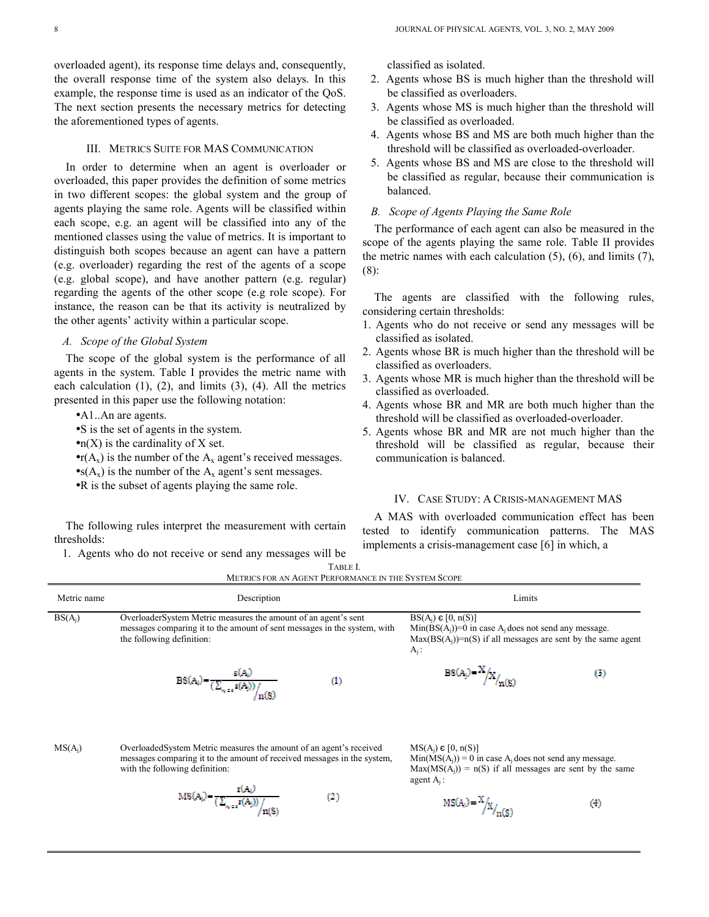overloaded agent), its response time delays and, consequently, the overall response time of the system also delays. In this example, the response time is used as an indicator of the QoS. The next section presents the necessary metrics for detecting the aforementioned types of agents.

## III. Metrics Suite for MAS Communication

In order to determine when an agent is overloader or overloaded, this paper provides the definition of some metrics in two different scopes: the global system and the group of agents playing the same role. Agents will be classified within each scope, e.g. an agent will be classified into any of the mentioned classes using the value of metrics. It is important to distinguish both scopes because an agent can have a pattern (e.g. overloader) regarding the rest of the agents of a scope (e.g. global scope), and have another pattern (e.g. regular) regarding the agents of the other scope (e.g role scope). For instance, the reason can be that its activity is neutralized by the other agents' activity within a particular scope.

### *A. Scope of the Global System*

The scope of the global system is the performance of all agents in the system. Table I provides the metric name with each calculation (1), (2), and limits (3), (4). All the metrics presented in this paper use the following notation:

- A1..An are agents.
- S is the set of agents in the system.
- n(X) is the cardinality of X set.
- $r(A_x)$ is the number of the $A_x$ agent's received messages.
- $s(A_x)$ is the number of the $A_x$ agent's sent messages.
- R is the subset of agents playing the same role.

The following rules interpret the measurement with certain thresholds:

1. Agents who do not receive or send any messages will be classified as isolated.
2. Agents whose BS is much higher than the threshold will be classified as overloaders.
3. Agents whose MS is much higher than the threshold will be classified as overloaded.
4. Agents whose BS and MS are both much higher than the threshold will be classified as overloaded-overloader.
5. Agents whose BS and MS are close to the threshold will be classified as regular, because their communication is balanced.

### *B. Scope of Agents Playing the Same Role*

The performance of each agent can also be measured in the scope of the agents playing the same role. Table II provides the metric names with each calculation (5), (6), and limits (7), (8):

The agents are classified with the following rules, considering certain thresholds:

1. Agents who do not receive or send any messages will be classified as isolated.
2. Agents whose BR is much higher than the threshold will be classified as overloaders.
3. Agents whose MR is much higher than the threshold will be classified as overloaded.
4. Agents whose BR and MR are both much higher than the threshold will be classified as overloaded-overloader.
5. Agents whose BR and MR are not much higher than the threshold will be classified as regular, because their communication is balanced.

## IV. Case Study: A Crisis-management MAS

A MAS with overloaded communication effect has been tested to identify communication patterns. The MAS implements a crisis-management case [6] in which, a

TABLE I.
METRICS FOR AN AGENT PERFORMANCE IN THE SYSTEM SCOPE

| Metric name | Description | Limits |
|---|---|---|
| $BS(A_j)$ | OverloaderSystem Metric measures the amount of an agent's sent messages comparing it to the amount of sent messages in the system, with the following definition: $$BS(A_j)=\frac{s(A_j)}{(\sum_{A_i \in S} s(A_i))/n(S)} \quad (1)$$ | $BS(A_j) \in [0, n(S)]$ Min($BS(A_j)$)=0 in case $A_j$ does not send any message. Max($BS(A_j)$)=n(S) if all messages are sent by the same agent $A_j$: $$BS(A_j)=\frac{X}{X/n(S)} \quad (3)$$ |
| $MS(A_j)$ | OverloadedSystem Metric measures the amount of an agent's received messages comparing it to the amount of received messages in the system, with the following definition: $$MS(A_j)=\frac{r(A_j)}{(\sum_{A_i \in S} r(A_i))/n(S)} \quad (2)$$ | $MS(A_j) \in [0, n(S)]$ Min($MS(A_j)$) = 0 in case $A_j$ does not send any message. Max($MS(A_j)$) = n(S) if all messages are sent by the same agent $A_j$: $$MS(A_j)=\frac{X}{X/n(S)} \quad (4)$$ |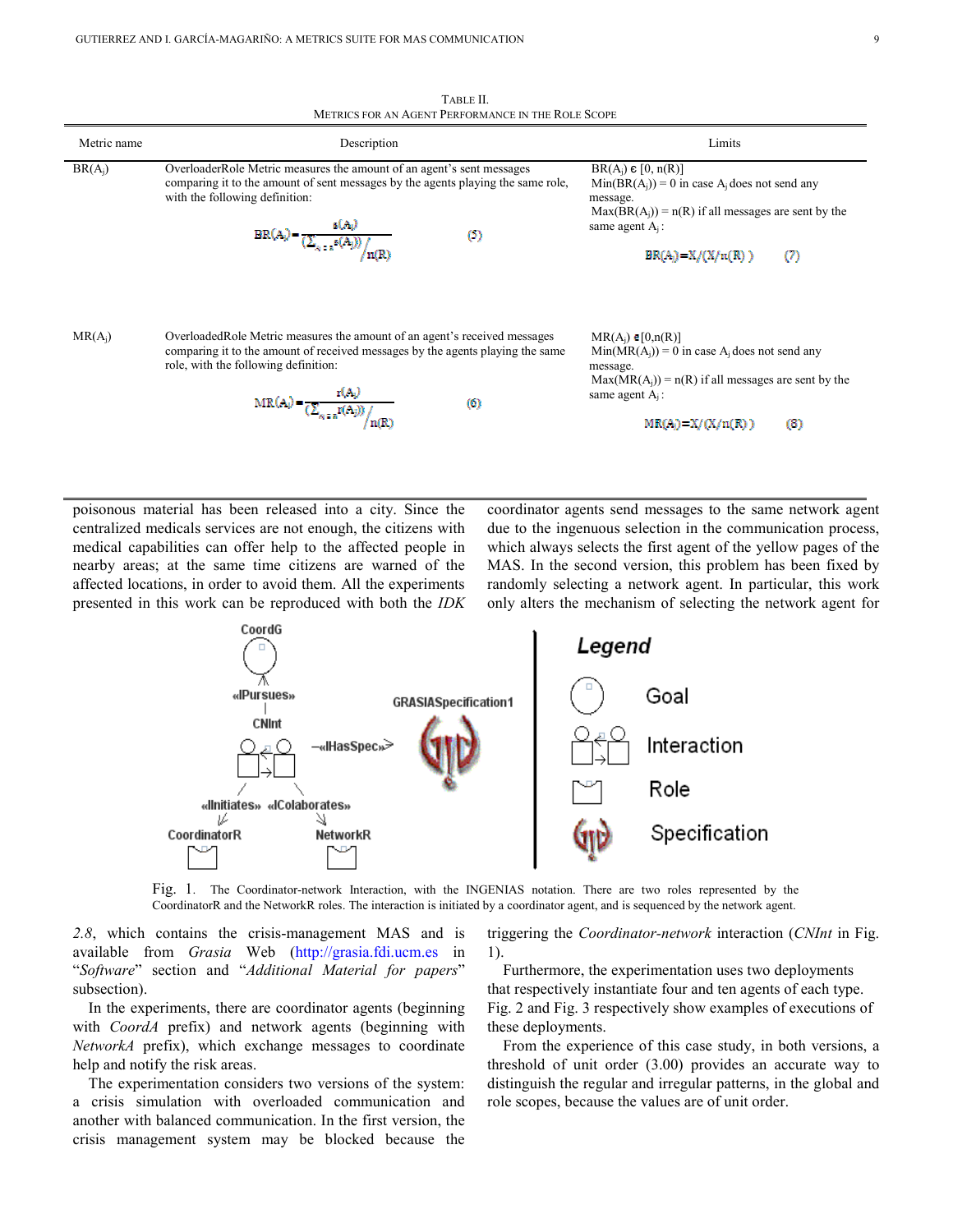TABLE II.
METRICS FOR AN AGENT PERFORMANCE IN THE ROLE SCOPE

| Metric name | Description | Limits |
|---|---|---|
| $BR(A_j)$ | OverloaderRole Metric measures the amount of an agent's sent messages comparing it to the amount of sent messages by the agents playing the same role, with the following definition: $$BR(A_j) = \frac{s(A_j)}{(\sum_{A_i \in R} s(A_i)) / n(R)} \quad (5)$$ | $BR(A_j) \in [0, n(R)]$ $Min(BR(A_j)) = 0$ in case $A_j$ does not send any message. $Max(BR(A_j)) = n(R)$ if all messages are sent by the same agent $A_j$: $$BR(A_j) = X/(X/n(R)) \quad (7)$$ |
| $MR(A_j)$ | OverloadedRole Metric measures the amount of an agent's received messages comparing it to the amount of received messages by the agents playing the same role, with the following definition: $$MR(A_j) = \frac{r(A_j)}{(\sum_{A_i \in R} r(A_i)) / n(R)} \quad (6)$$ | $MR(A_j) \in [0, n(R)]$ $Min(MR(A_j)) = 0$ in case $A_j$ does not send any message. $Max(MR(A_j)) = n(R)$ if all messages are sent by the same agent $A_j$: $$MR(A_j) = X/(X/n(R)) \quad (8)$$ |

poisonous material has been released into a city. Since the centralized medicals services are not enough, the citizens with medical capabilities can offer help to the affected people in nearby areas; at the same time citizens are warned of the affected locations, in order to avoid them. All the experiments presented in this work can be reproduced with both the *IDK* *2.8*, which contains the crisis-management MAS and is available from *Grasia* Web (http://grasia.fdi.ucm.es in "*Software*" section and "*Additional Material for papers*" subsection).

In the experiments, there are coordinator agents (beginning with *CoordA* prefix) and network agents (beginning with *NetworkA* prefix), which exchange messages to coordinate help and notify the risk areas.

The experimentation considers two versions of the system: a crisis simulation with overloaded communication and another with balanced communication. In the first version, the crisis management system may be blocked because the coordinator agents send messages to the same network agent due to the ingenuous selection in the communication process, which always selects the first agent of the yellow pages of the MAS. In the second version, this problem has been fixed by randomly selecting a network agent. In particular, this work only alters the mechanism of selecting the network agent for triggering the *Coordinator-network* interaction (*CNInt* in Fig. 1).

Fig. 1. The Coordinator-network Interaction, with the INGENIAS notation. There are two roles represented by the CoordinatorR and the NetworkR roles. The interaction is initiated by a coordinator agent, and is sequenced by the network agent.

Furthermore, the experimentation uses two deployments that respectively instantiate four and ten agents of each type. Fig. 2 and Fig. 3 respectively show examples of executions of these deployments.

From the experience of this case study, in both versions, a threshold of unit order (3.00) provides an accurate way to distinguish the regular and irregular patterns, in the global and role scopes, because the values are of unit order.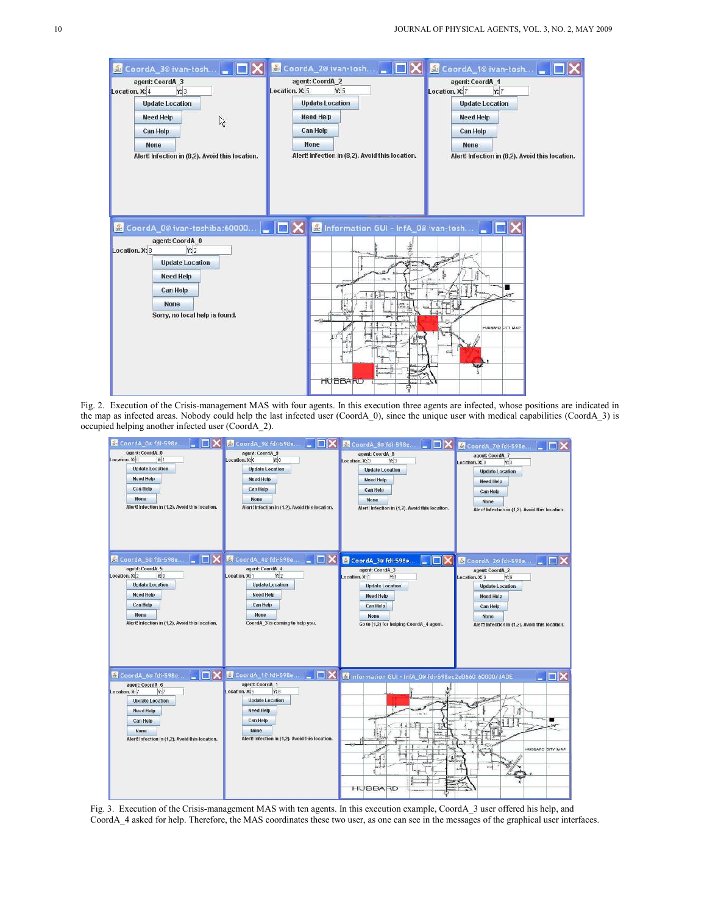Fig. 2. Execution of the Crisis-management MAS with four agents. In this execution three agents are infected, whose positions are indicated in the map as infected areas. Nobody could help the last infected user (CoordA_0), since the unique user with medical capabilities (CoordA_3) is occupied helping another infected user (CoordA_2).

Fig. 3. Execution of the Crisis-management MAS with ten agents. In this execution example, CoordA_3 user offered his help, and CoordA_4 asked for help. Therefore, the MAS coordinates these two user, as one can see in the messages of the graphical user interfaces.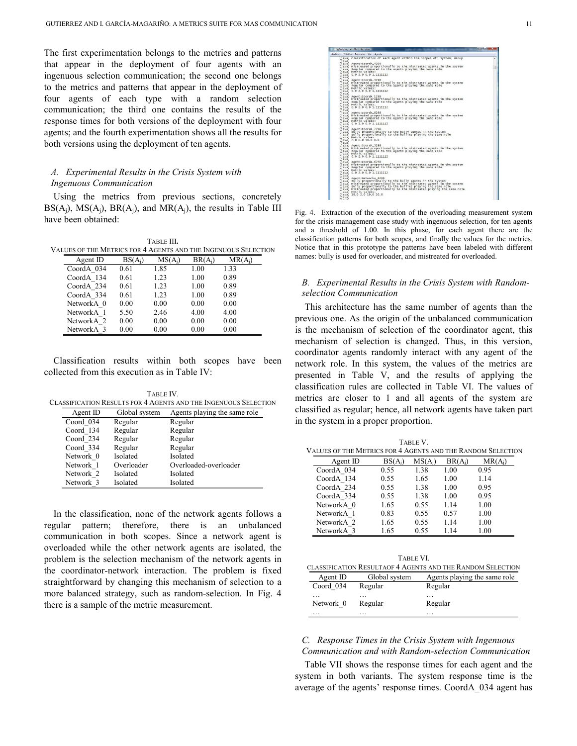The first experimentation belongs to the metrics and patterns that appear in the deployment of four agents with an ingenuous selection communication; the second one belongs to the metrics and patterns that appear in the deployment of four agents of each type with a random selection communication; the third one contains the results of the response times for both versions of the deployment with four agents; and the fourth experimentation shows all the results for both versions using the deployment of ten agents.

### *A. Experimental Results in the Crisis System with Ingenuous Communication*

Using the metrics from previous sections, concretely $BS(A_j)$, $MS(A_j)$, $BR(A_j)$, and $MR(A_j)$, the results in Table III have been obtained:

TABLE III.
VALUES OF THE METRICS FOR 4 AGENTS AND THE INGENUOUS SELECTION

| Agent ID | $BS(A_j)$ | $MS(A_j)$ | $BR(A_j)$ | $MR(A_j)$ |
|---|---|---|---|---|
| CoordA_034 | 0.61 | 1.85 | 1.00 | 1.33 |
| CoordA_134 | 0.61 | 1.23 | 1.00 | 0.89 |
| CoordA_234 | 0.61 | 1.23 | 1.00 | 0.89 |
| CoordA_334 | 0.61 | 1.23 | 1.00 | 0.89 |
| NetworkA_0 | 0.00 | 0.00 | 0.00 | 0.00 |
| NetworkA_1 | 5.50 | 2.46 | 4.00 | 4.00 |
| NetworkA_2 | 0.00 | 0.00 | 0.00 | 0.00 |
| NetworkA_3 | 0.00 | 0.00 | 0.00 | 0.00 |

Classification results within both scopes have been collected from this execution as in Table IV:

TABLE IV.
CLASSIFICATION RESULTS FOR 4 AGENTS AND THE INGENUOUS SELECTION

| Agent ID | Global system | Agents playing the same role |
|---|---|---|
| Coord_034 | Regular | Regular |
| Coord_134 | Regular | Regular |
| Coord_234 | Regular | Regular |
| Coord_334 | Regular | Regular |
| Network_0 | Isolated | Isolated |
| Network_1 | Overloader | Overloaded-overloader |
| Network_2 | Isolated | Isolated |
| Network_3 | Isolated | Isolated |

In the classification, none of the network agents follows a regular pattern; therefore, there is an unbalanced communication in both scopes. Since a network agent is overloaded while the other network agents are isolated, the problem is the selection mechanism of the network agents in the coordinator-network interaction. The problem is fixed straightforward by changing this mechanism of selection to a more balanced strategy, such as random-selection. In Fig. 4 there is a sample of the metric measurement.

Fig. 4. Extraction of the execution of the overloading measurement system for the crisis management case study with ingenuous selection, for ten agents and a threshold of 1.00. In this phase, for each agent there are the classification patterns for both scopes, and finally the values for the metrics. Notice that in this prototype the patterns have been labeled with different names: bully is used for overloader, and mistreated for overloaded.

### *B. Experimental Results in the Crisis System with Random-selection Communication*

This architecture has the same number of agents than the previous one. As the origin of the unbalanced communication is the mechanism of selection of the coordinator agent, this mechanism of selection is changed. Thus, in this version, coordinator agents randomly interact with any agent of the network role. In this system, the values of the metrics are presented in Table V, and the results of applying the classification rules are collected in Table VI. The values of metrics are closer to 1 and all agents of the system are classified as regular; hence, all network agents have taken part in the system in a proper proportion.

TABLE V.
VALUES OF THE METRICS FOR 4 AGENTS AND THE RANDOM SELECTION

| Agent ID | $BS(A_j)$ | $MS(A_j)$ | $BR(A_j)$ | $MR(A_j)$ |
|---|---|---|---|---|
| CoordA_034 | 0.55 | 1.38 | 1.00 | 0.95 |
| CoordA_134 | 0.55 | 1.65 | 1.00 | 1.14 |
| CoordA_234 | 0.55 | 1.38 | 1.00 | 0.95 |
| CoordA_334 | 0.55 | 1.38 | 1.00 | 0.95 |
| NetworkA_0 | 1.65 | 0.55 | 1.14 | 1.00 |
| NetworkA_1 | 0.83 | 0.55 | 0.57 | 1.00 |
| NetworkA_2 | 1.65 | 0.55 | 1.14 | 1.00 |
| NetworkA_3 | 1.65 | 0.55 | 1.14 | 1.00 |

TABLE VI.
CLASSIFICATION RESULTAOF 4 AGENTS AND THE RANDOM SELECTION

| Agent ID | Global system | Agents playing the same role |
|---|---|---|
| Coord_034 | Regular | Regular |
| … | … | … |
| Network_0 | Regular | Regular |
| … | … | … |

### *C. Response Times in the Crisis System with Ingenuous Communication and with Random-selection Communication*

Table VII shows the response times for each agent and the system in both variants. The system response time is the average of the agents' response times. CoordA_034 agent has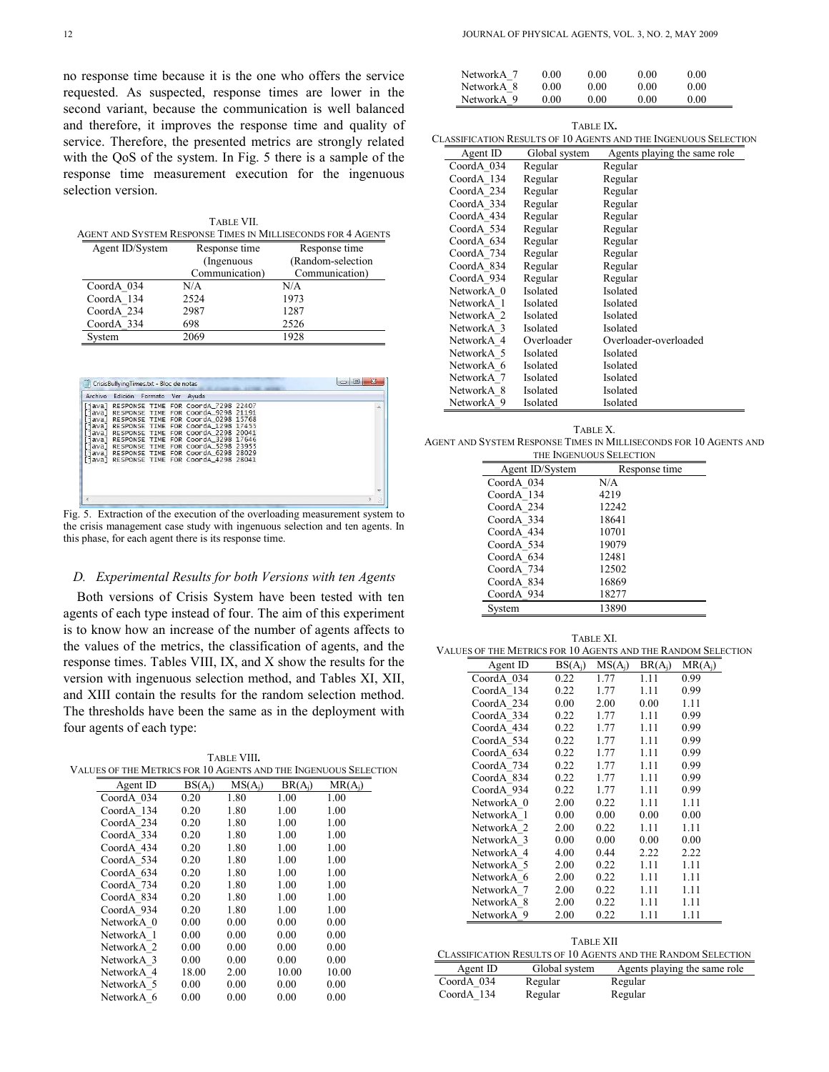no response time because it is the one who offers the service requested. As suspected, response times are lower in the second variant, because the communication is well balanced and therefore, it improves the response time and quality of service. Therefore, the presented metrics are strongly related with the QoS of the system. In Fig. 5 there is a sample of the response time measurement execution for the ingenuous selection version.

TABLE VII.
AGENT AND SYSTEM RESPONSE TIMES IN MILLISECONDS FOR 4 AGENTS

| Agent ID/System | Response time (Ingenuous Communication) | Response time (Random-selection Communication) |
|---|---|---|
| CoordA_034 | N/A | N/A |
| CoordA_134 | 2524 | 1973 |
| CoordA_234 | 2987 | 1287 |
| CoordA_334 | 698 | 2526 |
| System | 2069 | 1928 |

```
[java] RESPONSE TIME FOR CoordA_7298 22407
[java] RESPONSE TIME FOR CoordA_9298 21191
[java] RESPONSE TIME FOR CoordA_0298 15768
[java] RESPONSE TIME FOR CoordA_1298 17455
[java] RESPONSE TIME FOR CoordA_2298 20041
[java] RESPONSE TIME FOR CoordA_3298 17646
[java] RESPONSE TIME FOR CoordA_5298 23955
[java] RESPONSE TIME FOR CoordA_6298 28029
[java] RESPONSE TIME FOR CoordA_4298 28041
```

Fig. 5. Extraction of the execution of the overloading measurement system to the crisis management case study with ingenuous selection and ten agents. In this phase, for each agent there is its response time.

### D. Experimental Results for both Versions with ten Agents

Both versions of Crisis System have been tested with ten agents of each type instead of four. The aim of this experiment is to know how an increase of the number of agents affects to the values of the metrics, the classification of agents, and the response times. Tables VIII, IX, and X show the results for the version with ingenuous selection method, and Tables XI, XII, and XIII contain the results for the random selection method. The thresholds have been the same as in the deployment with four agents of each type:

TABLE VIII.
VALUES OF THE METRICS FOR 10 AGENTS AND THE INGENUOUS SELECTION

| Agent ID | $BS(A_j)$ | $MS(A_j)$ | $BR(A_j)$ | $MR(A_j)$ |
|---|---|---|---|---|
| CoordA_034 | 0.20 | 1.80 | 1.00 | 1.00 |
| CoordA_134 | 0.20 | 1.80 | 1.00 | 1.00 |
| CoordA_234 | 0.20 | 1.80 | 1.00 | 1.00 |
| CoordA_334 | 0.20 | 1.80 | 1.00 | 1.00 |
| CoordA_434 | 0.20 | 1.80 | 1.00 | 1.00 |
| CoordA_534 | 0.20 | 1.80 | 1.00 | 1.00 |
| CoordA_634 | 0.20 | 1.80 | 1.00 | 1.00 |
| CoordA_734 | 0.20 | 1.80 | 1.00 | 1.00 |
| CoordA_834 | 0.20 | 1.80 | 1.00 | 1.00 |
| CoordA_934 | 0.20 | 1.80 | 1.00 | 1.00 |
| NetworkA_0 | 0.00 | 0.00 | 0.00 | 0.00 |
| NetworkA_1 | 0.00 | 0.00 | 0.00 | 0.00 |
| NetworkA_2 | 0.00 | 0.00 | 0.00 | 0.00 |
| NetworkA_3 | 0.00 | 0.00 | 0.00 | 0.00 |
| NetworkA_4 | 18.00 | 2.00 | 10.00 | 10.00 |
| NetworkA_5 | 0.00 | 0.00 | 0.00 | 0.00 |
| NetworkA_6 | 0.00 | 0.00 | 0.00 | 0.00 |
| NetworkA_7 | 0.00 | 0.00 | 0.00 | 0.00 |
| NetworkA_8 | 0.00 | 0.00 | 0.00 | 0.00 |
| NetworkA_9 | 0.00 | 0.00 | 0.00 | 0.00 |

TABLE IX.
CLASSIFICATION RESULTS OF 10 AGENTS AND THE INGENUOUS SELECTION

| Agent ID | Global system | Agents playing the same role |
|---|---|---|
| CoordA_034 | Regular | Regular |
| CoordA_134 | Regular | Regular |
| CoordA_234 | Regular | Regular |
| CoordA_334 | Regular | Regular |
| CoordA_434 | Regular | Regular |
| CoordA_534 | Regular | Regular |
| CoordA_634 | Regular | Regular |
| CoordA_734 | Regular | Regular |
| CoordA_834 | Regular | Regular |
| CoordA_934 | Regular | Regular |
| NetworkA_0 | Isolated | Isolated |
| NetworkA_1 | Isolated | Isolated |
| NetworkA_2 | Isolated | Isolated |
| NetworkA_3 | Isolated | Isolated |
| NetworkA_4 | Overloader | Overloader-overloaded |
| NetworkA_5 | Isolated | Isolated |
| NetworkA_6 | Isolated | Isolated |
| NetworkA_7 | Isolated | Isolated |
| NetworkA_8 | Isolated | Isolated |
| NetworkA_9 | Isolated | Isolated |

TABLE X.
AGENT AND SYSTEM RESPONSE TIMES IN MILLISECONDS FOR 10 AGENTS AND THE INGENUOUS SELECTION

| Agent ID/System | Response time |
|---|---|
| CoordA_034 | N/A |
| CoordA_134 | 4219 |
| CoordA_234 | 12242 |
| CoordA_334 | 18641 |
| CoordA_434 | 10701 |
| CoordA_534 | 19079 |
| CoordA_634 | 12481 |
| CoordA_734 | 12502 |
| CoordA_834 | 16869 |
| CoordA_934 | 18277 |
| System | 13890 |

TABLE XI.
VALUES OF THE METRICS FOR 10 AGENTS AND THE RANDOM SELECTION

| Agent ID | $BS(A_j)$ | $MS(A_j)$ | $BR(A_j)$ | $MR(A_j)$ |
|---|---|---|---|---|
| CoordA_034 | 0.22 | 1.77 | 1.11 | 0.99 |
| CoordA_134 | 0.22 | 1.77 | 1.11 | 0.99 |
| CoordA_234 | 0.00 | 2.00 | 0.00 | 1.11 |
| CoordA_334 | 0.22 | 1.77 | 1.11 | 0.99 |
| CoordA_434 | 0.22 | 1.77 | 1.11 | 0.99 |
| CoordA_534 | 0.22 | 1.77 | 1.11 | 0.99 |
| CoordA_634 | 0.22 | 1.77 | 1.11 | 0.99 |
| CoordA_734 | 0.22 | 1.77 | 1.11 | 0.99 |
| CoordA_834 | 0.22 | 1.77 | 1.11 | 0.99 |
| CoordA_934 | 0.22 | 1.77 | 1.11 | 0.99 |
| NetworkA_0 | 2.00 | 0.22 | 1.11 | 1.11 |
| NetworkA_1 | 0.00 | 0.00 | 0.00 | 0.00 |
| NetworkA_2 | 2.00 | 0.22 | 1.11 | 1.11 |
| NetworkA_3 | 0.00 | 0.00 | 0.00 | 0.00 |
| NetworkA_4 | 4.00 | 0.44 | 2.22 | 2.22 |
| NetworkA_5 | 2.00 | 0.22 | 1.11 | 1.11 |
| NetworkA_6 | 2.00 | 0.22 | 1.11 | 1.11 |
| NetworkA_7 | 2.00 | 0.22 | 1.11 | 1.11 |
| NetworkA_8 | 2.00 | 0.22 | 1.11 | 1.11 |
| NetworkA_9 | 2.00 | 0.22 | 1.11 | 1.11 |

TABLE XII
CLASSIFICATION RESULTS OF 10 AGENTS AND THE RANDOM SELECTION

| Agent ID | Global system | Agents playing the same role |
|---|---|---|
| CoordA_034 | Regular | Regular |
| CoordA_134 | Regular | Regular |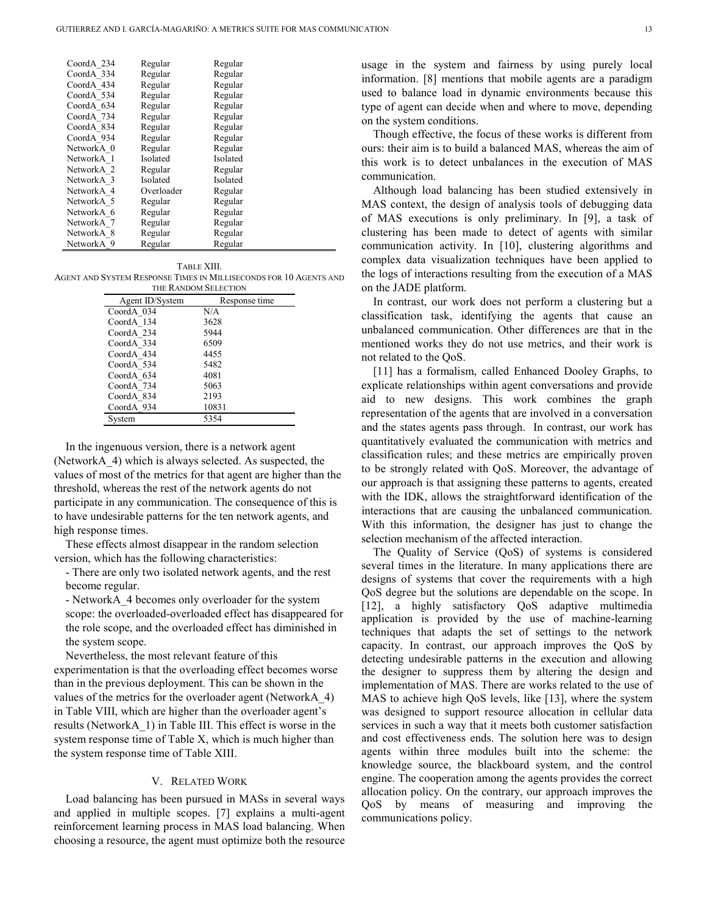| | | |
|---|---|---|
| CoordA_234 | Regular | Regular |
| CoordA_334 | Regular | Regular |
| CoordA_434 | Regular | Regular |
| CoordA_534 | Regular | Regular |
| CoordA_634 | Regular | Regular |
| CoordA_734 | Regular | Regular |
| CoordA_834 | Regular | Regular |
| CoordA_934 | Regular | Regular |
| NetworkA_0 | Regular | Regular |
| NetworkA_1 | Isolated | Isolated |
| NetworkA_2 | Regular | Regular |
| NetworkA_3 | Isolated | Isolated |
| NetworkA_4 | Overloader | Regular |
| NetworkA_5 | Regular | Regular |
| NetworkA_6 | Regular | Regular |
| NetworkA_7 | Regular | Regular |
| NetworkA_8 | Regular | Regular |
| NetworkA_9 | Regular | Regular |

TABLE XIII.
AGENT AND SYSTEM RESPONSE TIMES IN MILLISECONDS FOR 10 AGENTS AND THE RANDOM SELECTION

| Agent ID/System | Response time |
|---|---|
| CoordA_034 | N/A |
| CoordA_134 | 3628 |
| CoordA_234 | 5944 |
| CoordA_334 | 6509 |
| CoordA_434 | 4455 |
| CoordA_534 | 5482 |
| CoordA_634 | 4081 |
| CoordA_734 | 5063 |
| CoordA_834 | 2193 |
| CoordA_934 | 10831 |
| System | 5354 |

In the ingenuous version, there is a network agent (NetworkA_4) which is always selected. As suspected, the values of most of the metrics for that agent are higher than the threshold, whereas the rest of the network agents do not participate in any communication. The consequence of this is to have undesirable patterns for the ten network agents, and high response times.

These effects almost disappear in the random selection version, which has the following characteristics:

- There are only two isolated network agents, and the rest become regular.
- NetworkA_4 becomes only overloader for the system scope: the overloaded-overloaded effect has disappeared for the role scope, and the overloaded effect has diminished in the system scope.

Nevertheless, the most relevant feature of this experimentation is that the overloading effect becomes worse than in the previous deployment. This can be shown in the values of the metrics for the overloader agent (NetworkA_4) in Table VIII, which are higher than the overloader agent's results (NetworkA_1) in Table III. This effect is worse in the system response time of Table X, which is much higher than the system response time of Table XIII.

## V. Related Work

Load balancing has been pursued in MASs in several ways and applied in multiple scopes. [7] explains a multi-agent reinforcement learning process in MAS load balancing. When choosing a resource, the agent must optimize both the resource usage in the system and fairness by using purely local information. [8] mentions that mobile agents are a paradigm used to balance load in dynamic environments because this type of agent can decide when and where to move, depending on the system conditions.

Though effective, the focus of these works is different from ours: their aim is to build a balanced MAS, whereas the aim of this work is to detect unbalances in the execution of MAS communication.

Although load balancing has been studied extensively in MAS context, the design of analysis tools of debugging data of MAS executions is only preliminary. In [9], a task of clustering has been made to detect of agents with similar communication activity. In [10], clustering algorithms and complex data visualization techniques have been applied to the logs of interactions resulting from the execution of a MAS on the JADE platform.

In contrast, our work does not perform a clustering but a classification task, identifying the agents that cause an unbalanced communication. Other differences are that in the mentioned works they do not use metrics, and their work is not related to the QoS.

[11] has a formalism, called Enhanced Dooley Graphs, to explicate relationships within agent conversations and provide aid to new designs. This work combines the graph representation of the agents that are involved in a conversation and the states agents pass through. In contrast, our work has quantitatively evaluated the communication with metrics and classification rules; and these metrics are empirically proven to be strongly related with QoS. Moreover, the advantage of our approach is that assigning these patterns to agents, created with the IDK, allows the straightforward identification of the interactions that are causing the unbalanced communication. With this information, the designer has just to change the selection mechanism of the affected interaction.

The Quality of Service (QoS) of systems is considered several times in the literature. In many applications there are designs of systems that cover the requirements with a high QoS degree but the solutions are dependable on the scope. In [12], a highly satisfactory QoS adaptive multimedia application is provided by the use of machine-learning techniques that adapts the set of settings to the network capacity. In contrast, our approach improves the QoS by detecting undesirable patterns in the execution and allowing the designer to suppress them by altering the design and implementation of MAS. There are works related to the use of MAS to achieve high QoS levels, like [13], where the system was designed to support resource allocation in cellular data services in such a way that it meets both customer satisfaction and cost effectiveness ends. The solution here was to design agents within three modules built into the scheme: the knowledge source, the blackboard system, and the control engine. The cooperation among the agents provides the correct allocation policy. On the contrary, our approach improves the QoS by means of measuring and improving the communications policy.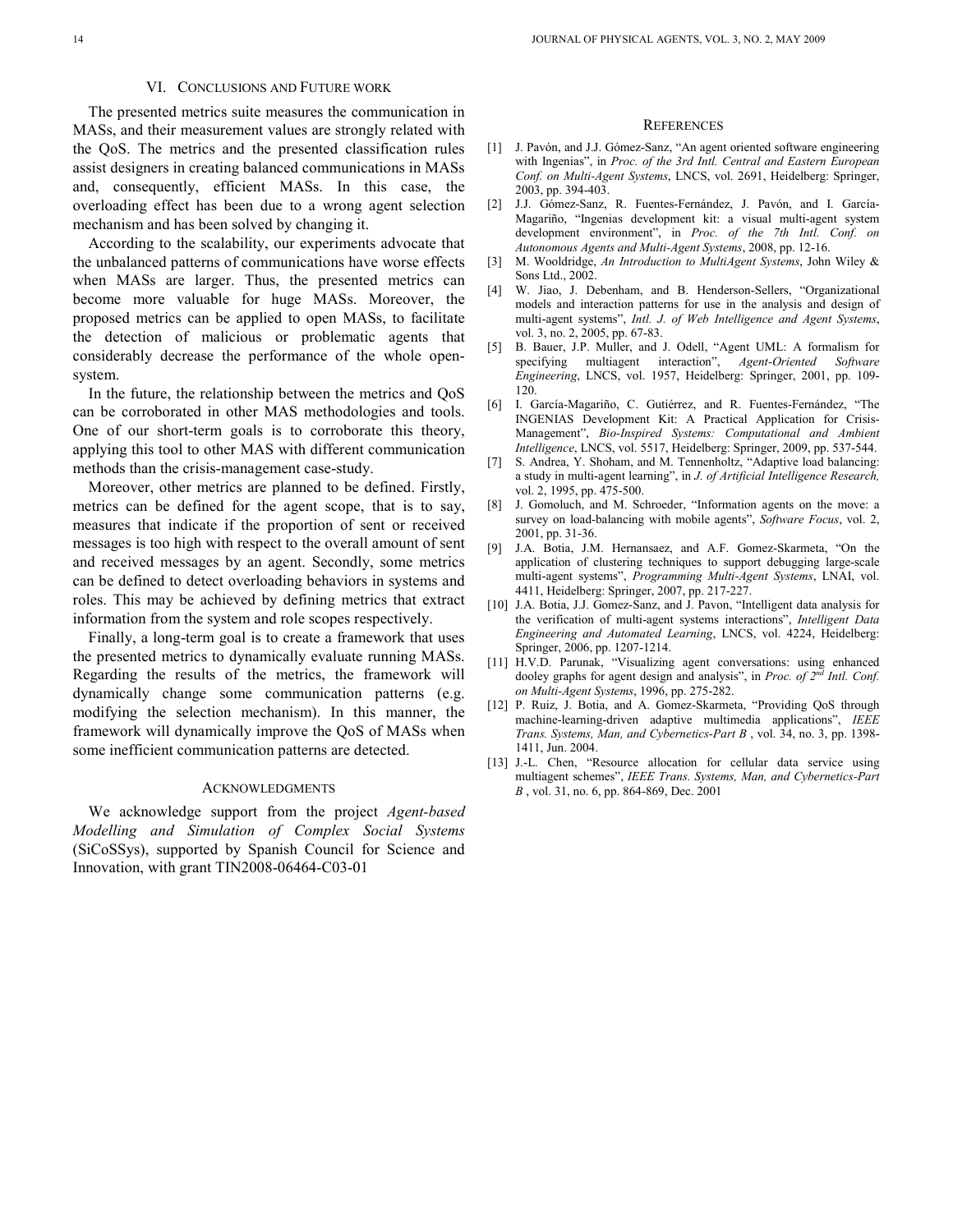## VI. Conclusions and Future work

The presented metrics suite measures the communication in MASs, and their measurement values are strongly related with the QoS. The metrics and the presented classification rules assist designers in creating balanced communications in MASs and, consequently, efficient MASs. In this case, the overloading effect has been due to a wrong agent selection mechanism and has been solved by changing it.

According to the scalability, our experiments advocate that the unbalanced patterns of communications have worse effects when MASs are larger. Thus, the presented metrics can become more valuable for huge MASs. Moreover, the proposed metrics can be applied to open MASs, to facilitate the detection of malicious or problematic agents that considerably decrease the performance of the whole open-system.

In the future, the relationship between the metrics and QoS can be corroborated in other MAS methodologies and tools. One of our short-term goals is to corroborate this theory, applying this tool to other MAS with different communication methods than the crisis-management case-study.

Moreover, other metrics are planned to be defined. Firstly, metrics can be defined for the agent scope, that is to say, measures that indicate if the proportion of sent or received messages is too high with respect to the overall amount of sent and received messages by an agent. Secondly, some metrics can be defined to detect overloading behaviors in systems and roles. This may be achieved by defining metrics that extract information from the system and role scopes respectively.

Finally, a long-term goal is to create a framework that uses the presented metrics to dynamically evaluate running MASs. Regarding the results of the metrics, the framework will dynamically change some communication patterns (e.g. modifying the selection mechanism). In this manner, the framework will dynamically improve the QoS of MASs when some inefficient communication patterns are detected.

## Acknowledgments

We acknowledge support from the project *Agent-based Modelling and Simulation of Complex Social Systems* (SiCoSSys), supported by Spanish Council for Science and Innovation, with grant TIN2008-06464-C03-01

## References

[1] J. Pavón, and J.J. Gómez-Sanz, "An agent oriented software engineering with Ingenias", in *Proc. of the 3rd Intl. Central and Eastern European Conf. on Multi-Agent Systems*, LNCS, vol. 2691, Heidelberg: Springer, 2003, pp. 394-403.

[2] J.J. Gómez-Sanz, R. Fuentes-Fernández, J. Pavón, and I. García-Magariño, "Ingenias development kit: a visual multi-agent system development environment", in *Proc. of the 7th Intl. Conf. on Autonomous Agents and Multi-Agent Systems*, 2008, pp. 12-16.

[3] M. Wooldridge, *An Introduction to MultiAgent Systems*, John Wiley & Sons Ltd., 2002.

[4] W. Jiao, J. Debenham, and B. Henderson-Sellers, "Organizational models and interaction patterns for use in the analysis and design of multi-agent systems", *Intl. J. of Web Intelligence and Agent Systems*, vol. 3, no. 2, 2005, pp. 67-83.

[5] B. Bauer, J.P. Muller, and J. Odell, "Agent UML: A formalism for specifying multiagent interaction", *Agent-Oriented Software Engineering*, LNCS, vol. 1957, Heidelberg: Springer, 2001, pp. 109-120.

[6] I. García-Magariño, C. Gutiérrez, and R. Fuentes-Fernández, "The INGENIAS Development Kit: A Practical Application for Crisis-Management", *Bio-Inspired Systems: Computational and Ambient Intelligence*, LNCS, vol. 5517, Heidelberg: Springer, 2009, pp. 537-544.

[7] S. Andrea, Y. Shoham, and M. Tennenholtz, "Adaptive load balancing: a study in multi-agent learning", in *J. of Artificial Intelligence Research,* vol. 2, 1995, pp. 475-500.

[8] J. Gomoluch, and M. Schroeder, "Information agents on the move: a survey on load-balancing with mobile agents", *Software Focus*, vol. 2, 2001, pp. 31-36.

[9] J.A. Botia, J.M. Hernansaez, and A.F. Gomez-Skarmeta, "On the application of clustering techniques to support debugging large-scale multi-agent systems", *Programming Multi-Agent Systems*, LNAI, vol. 4411, Heidelberg: Springer, 2007, pp. 217-227.

[10] J.A. Botia, J.J. Gomez-Sanz, and J. Pavon, "Intelligent data analysis for the verification of multi-agent systems interactions", *Intelligent Data Engineering and Automated Learning*, LNCS, vol. 4224, Heidelberg: Springer, 2006, pp. 1207-1214.

[11] H.V.D. Parunak, "Visualizing agent conversations: using enhanced dooley graphs for agent design and analysis", in *Proc. of 2nd Intl. Conf. on Multi-Agent Systems*, 1996, pp. 275-282.

[12] P. Ruiz, J. Botia, and A. Gomez-Skarmeta, "Providing QoS through machine-learning-driven adaptive multimedia applications", *IEEE Trans. Systems, Man, and Cybernetics-Part B* , vol. 34, no. 3, pp. 1398-1411, Jun. 2004.

[13] J.-L. Chen, "Resource allocation for cellular data service using multiagent schemes", *IEEE Trans. Systems, Man, and Cybernetics-Part B* , vol. 31, no. 6, pp. 864-869, Dec. 2001